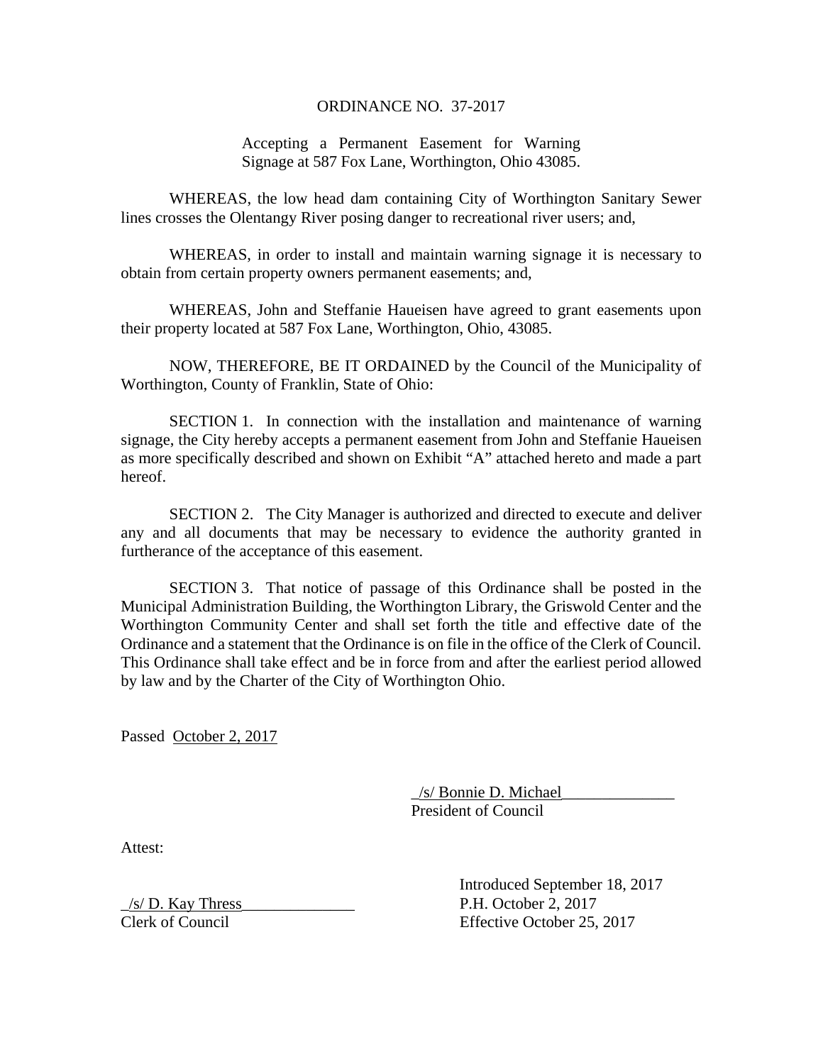# ORDINANCE NO. 37-2017

Accepting a Permanent Easement for Warning Signage at 587 Fox Lane, Worthington, Ohio 43085.

WHEREAS, the low head dam containing City of Worthington Sanitary Sewer lines crosses the Olentangy River posing danger to recreational river users; and,

WHEREAS, in order to install and maintain warning signage it is necessary to obtain from certain property owners permanent easements; and,

WHEREAS, John and Steffanie Haueisen have agreed to grant easements upon their property located at 587 Fox Lane, Worthington, Ohio, 43085.

NOW, THEREFORE, BE IT ORDAINED by the Council of the Municipality of Worthington, County of Franklin, State of Ohio:

SECTION 1. In connection with the installation and maintenance of warning signage, the City hereby accepts a permanent easement from John and Steffanie Haueisen as more specifically described and shown on Exhibit "A" attached hereto and made a part hereof.

SECTION 2. The City Manager is authorized and directed to execute and deliver any and all documents that may be necessary to evidence the authority granted in furtherance of the acceptance of this easement.

SECTION 3. That notice of passage of this Ordinance shall be posted in the Municipal Administration Building, the Worthington Library, the Griswold Center and the Worthington Community Center and shall set forth the title and effective date of the Ordinance and a statement that the Ordinance is on file in the office of the Clerk of Council. This Ordinance shall take effect and be in force from and after the earliest period allowed by law and by the Charter of the City of Worthington Ohio.

Passed October 2, 2017

_/s/ Bonnie D. Michael______________
President of Council

Attest:

_/s/ D. Kay Thress______________
Clerk of Council

Introduced September 18, 2017
P.H. October 2, 2017
Effective October 25, 2017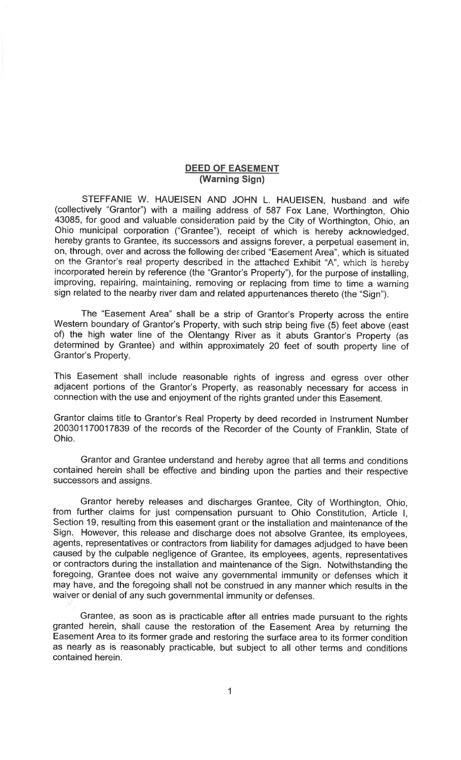## DEED OF EASEMENT
### (Warning Sign)

STEFFANIE W. HAUEISEN AND JOHN L. HAUEISEN, husband and wife (collectively "Grantor") with a mailing address of 587 Fox Lane, Worthington, Ohio 43085, for good and valuable consideration paid by the City of Worthington, Ohio, an Ohio municipal corporation ("Grantee"), receipt of which is hereby acknowledged, hereby grants to Grantee, its successors and assigns forever, a perpetual easement in, on, through, over and across the following described "Easement Area", which is situated on the Grantor's real property described in the attached Exhibit "A", which is hereby incorporated herein by reference (the "Grantor's Property"), for the purpose of installing, improving, repairing, maintaining, removing or replacing from time to time a warning sign related to the nearby river dam and related appurtenances thereto (the "Sign").

The "Easement Area" shall be a strip of Grantor's Property across the entire Western boundary of Grantor's Property, with such strip being five (5) feet above (east of) the high water line of the Olentangy River as it abuts Grantor's Property (as determined by Grantee) and within approximately 20 feet of south property line of Grantor's Property.

This Easement shall include reasonable rights of ingress and egress over other adjacent portions of the Grantor's Property, as reasonably necessary for access in connection with the use and enjoyment of the rights granted under this Easement.

Grantor claims title to Grantor's Real Property by deed recorded in Instrument Number 200301170017839 of the records of the Recorder of the County of Franklin, State of Ohio.

Grantor and Grantee understand and hereby agree that all terms and conditions contained herein shall be effective and binding upon the parties and their respective successors and assigns.

Grantor hereby releases and discharges Grantee, City of Worthington, Ohio, from further claims for just compensation pursuant to Ohio Constitution, Article I, Section 19, resulting from this easement grant or the installation and maintenance of the Sign. However, this release and discharge does not absolve Grantee, its employees, agents, representatives or contractors from liability for damages adjudged to have been caused by the culpable negligence of Grantee, its employees, agents, representatives or contractors during the installation and maintenance of the Sign. Notwithstanding the foregoing, Grantee does not waive any governmental immunity or defenses which it may have, and the foregoing shall not be construed in any manner which results in the waiver or denial of any such governmental immunity or defenses.

Grantee, as soon as is practicable after all entries made pursuant to the rights granted herein, shall cause the restoration of the Easement Area by returning the Easement Area to its former grade and restoring the surface area to its former condition as nearly as is reasonably practicable, but subject to all other terms and conditions contained herein.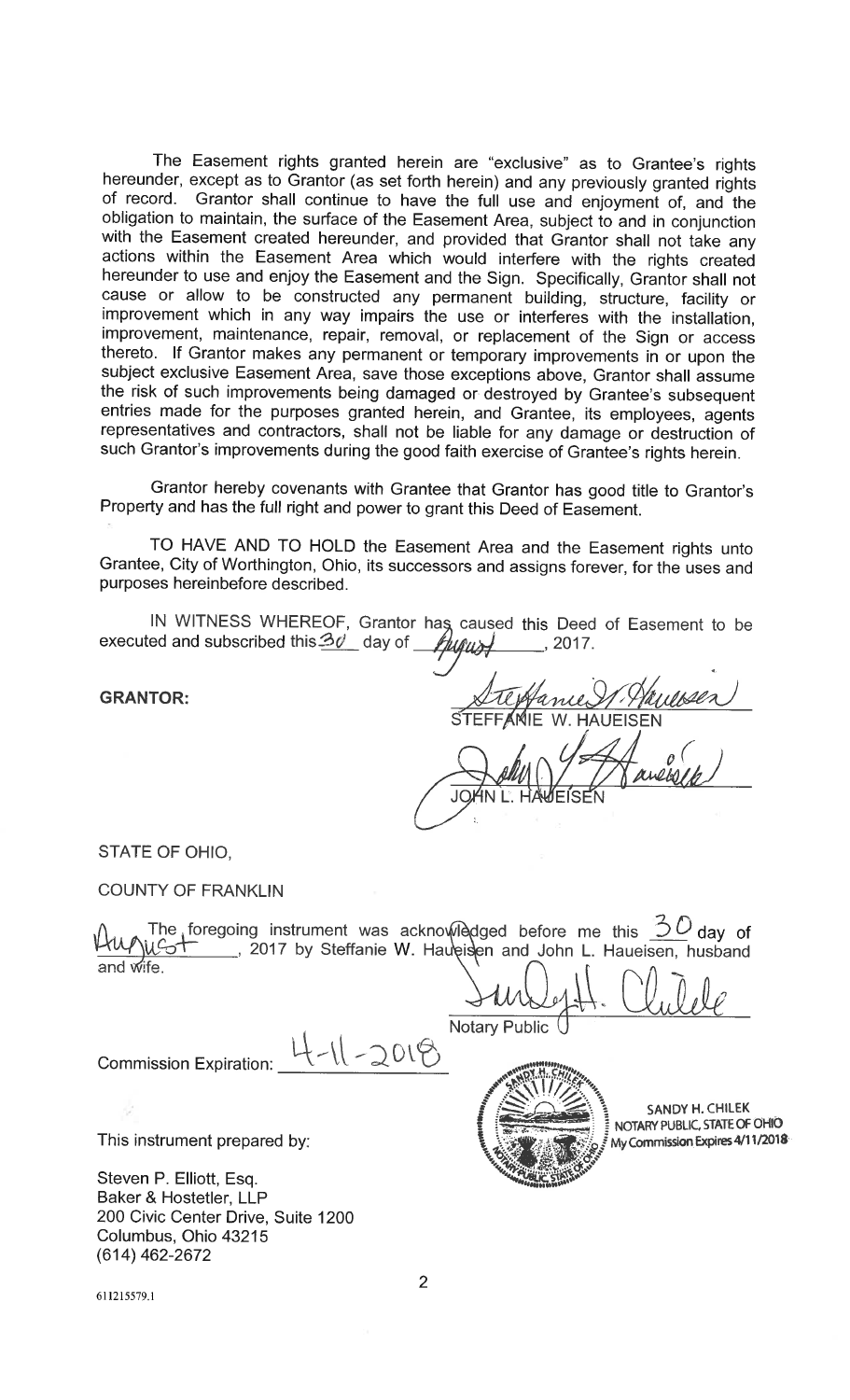The Easement rights granted herein are "exclusive" as to Grantee's rights hereunder, except as to Grantor (as set forth herein) and any previously granted rights of record. Grantor shall continue to have the full use and enjoyment of, and the obligation to maintain, the surface of the Easement Area, subject to and in conjunction with the Easement created hereunder, and provided that Grantor shall not take any actions within the Easement Area which would interfere with the rights created hereunder to use and enjoy the Easement and the Sign. Specifically, Grantor shall not cause or allow to be constructed any permanent building, structure, facility or improvement which in any way impairs the use or interferes with the installation, improvement, maintenance, repair, removal, or replacement of the Sign or access thereto. If Grantor makes any permanent or temporary improvements in or upon the subject exclusive Easement Area, save those exceptions above, Grantor shall assume the risk of such improvements being damaged or destroyed by Grantee's subsequent entries made for the purposes granted herein, and Grantee, its employees, agents representatives and contractors, shall not be liable for any damage or destruction of such Grantor's improvements during the good faith exercise of Grantee's rights herein.

Grantor hereby covenants with Grantee that Grantor has good title to Grantor's Property and has the full right and power to grant this Deed of Easement.

TO HAVE AND TO HOLD the Easement Area and the Easement rights unto Grantee, City of Worthington, Ohio, its successors and assigns forever, for the uses and purposes hereinbefore described.

IN WITNESS WHEREOF, Grantor has caused this Deed of Easement to be executed and subscribed this 30 day of August, 2017.

**GRANTOR:**

[signature]
STEFFANIE W. HAUEISEN

[signature]
JOHN L. HAUEISEN

STATE OF OHIO,

COUNTY OF FRANKLIN

The foregoing instrument was acknowledged before me this 30 day of August, 2017 by Steffanie W. Haueisen and John L. Haueisen, husband and wife.

[signature]
Notary Public

Commission Expiration: 4-11-2018

SANDY H. CHILEK
NOTARY PUBLIC, STATE OF OHIO
My Commission Expires 4/11/2018

This instrument prepared by:

Steven P. Elliott, Esq.
Baker & Hostetler, LLP
200 Civic Center Drive, Suite 1200
Columbus, Ohio 43215
(614) 462-2672

611215579.1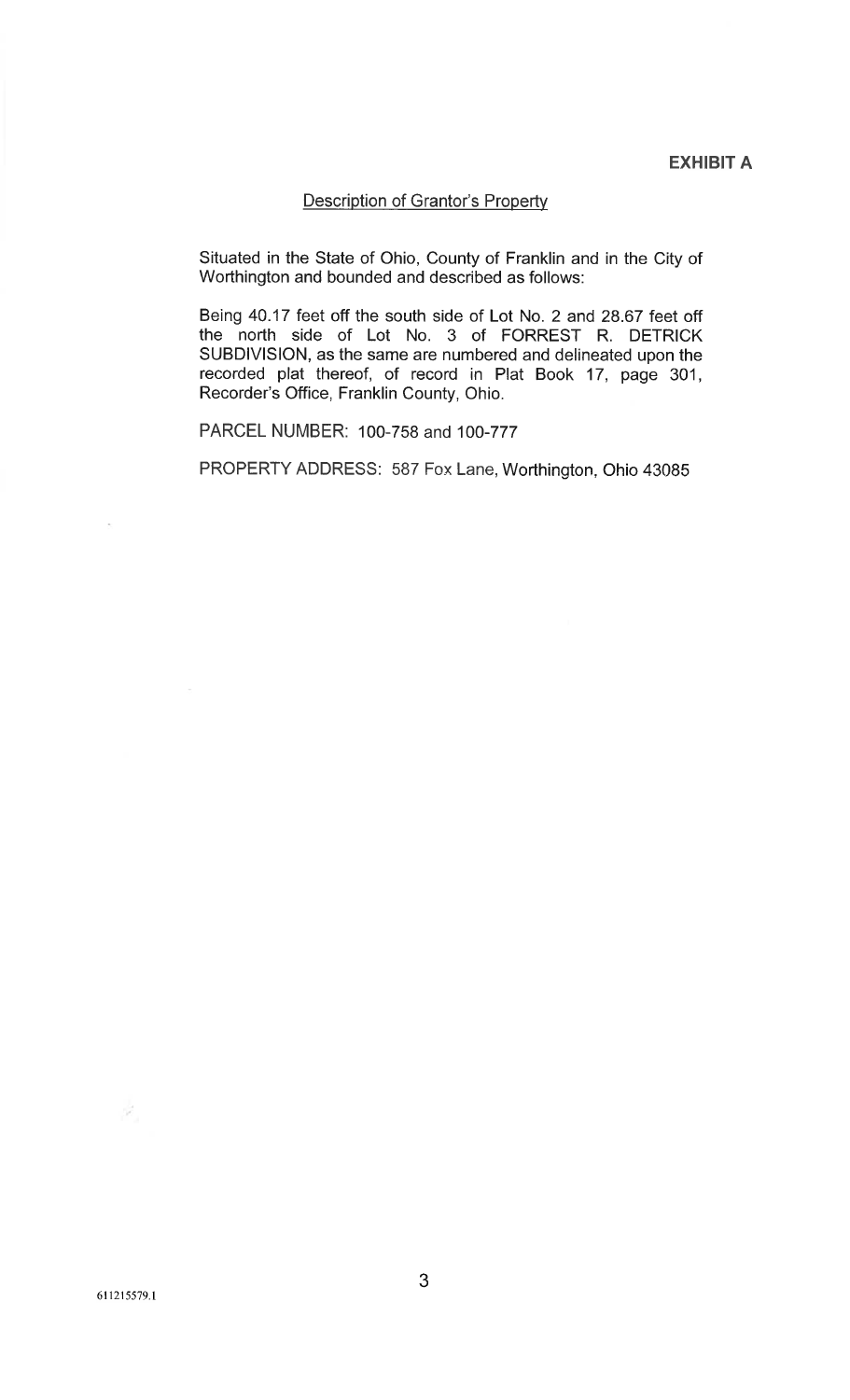**EXHIBIT A**

Description of Grantor's Property

Situated in the State of Ohio, County of Franklin and in the City of Worthington and bounded and described as follows:

Being 40.17 feet off the south side of Lot No. 2 and 28.67 feet off the north side of Lot No. 3 of FORREST R. DETRICK SUBDIVISION, as the same are numbered and delineated upon the recorded plat thereof, of record in Plat Book 17, page 301, Recorder's Office, Franklin County, Ohio.

PARCEL NUMBER: 100-758 and 100-777

PROPERTY ADDRESS: 587 Fox Lane, Worthington, Ohio 43085

611215579.1